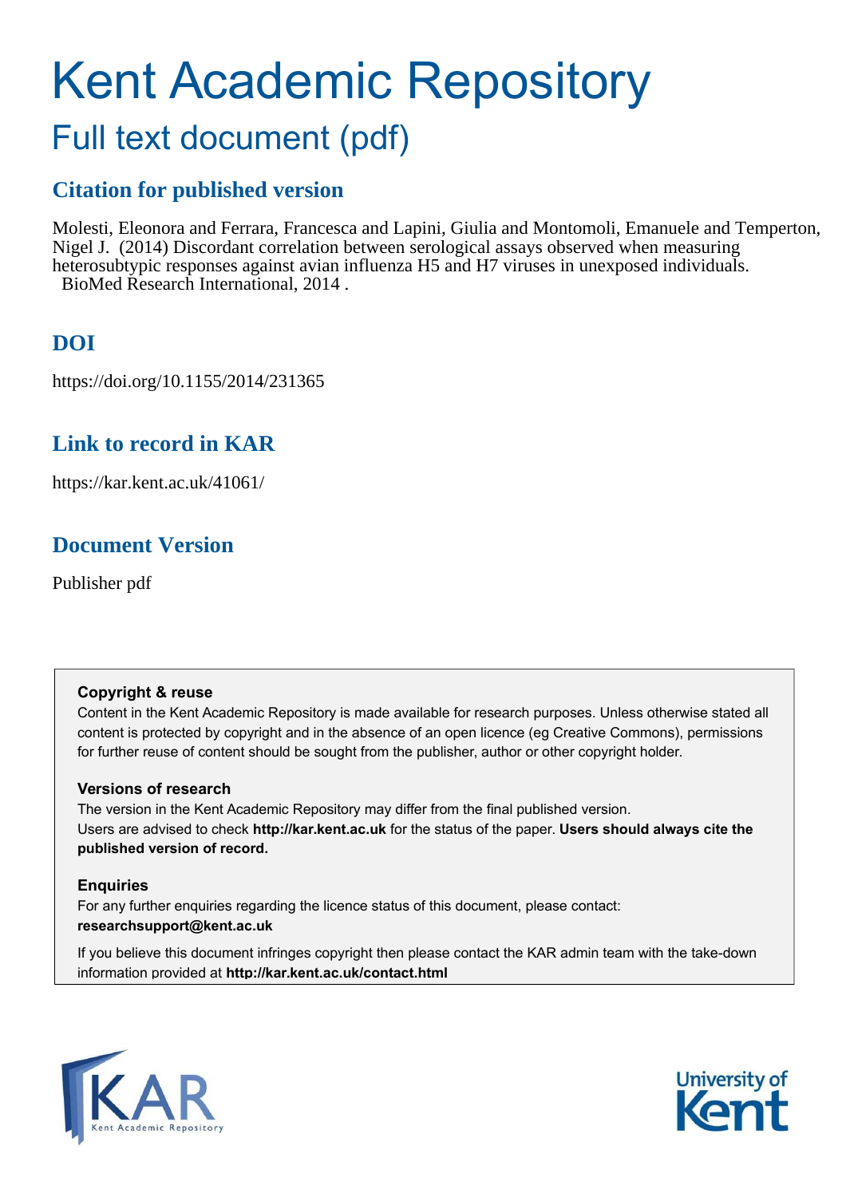# Kent Academic Repository

## Full text document (pdf)

### Citation for published version

Molesti, Eleonora and Ferrara, Francesca and Lapini, Giulia and Montomoli, Emanuele and Temperton, Nigel J. (2014) Discordant correlation between serological assays observed when measuring heterosubtypic responses against avian influenza H5 and H7 viruses in unexposed individuals. BioMed Research International, 2014 .

### DOI

https://doi.org/10.1155/2014/231365

### Link to record in KAR

https://kar.kent.ac.uk/41061/

### Document Version

Publisher pdf

---

**Copyright & reuse**

Content in the Kent Academic Repository is made available for research purposes. Unless otherwise stated all content is protected by copyright and in the absence of an open licence (eg Creative Commons), permissions for further reuse of content should be sought from the publisher, author or other copyright holder.

**Versions of research**

The version in the Kent Academic Repository may differ from the final published version. Users are advised to check **http://kar.kent.ac.uk** for the status of the paper. **Users should always cite the published version of record.**

**Enquiries**

For any further enquiries regarding the licence status of this document, please contact: **researchsupport@kent.ac.uk**

If you believe this document infringes copyright then please contact the KAR admin team with the take-down information provided at **http://kar.kent.ac.uk/contact.html**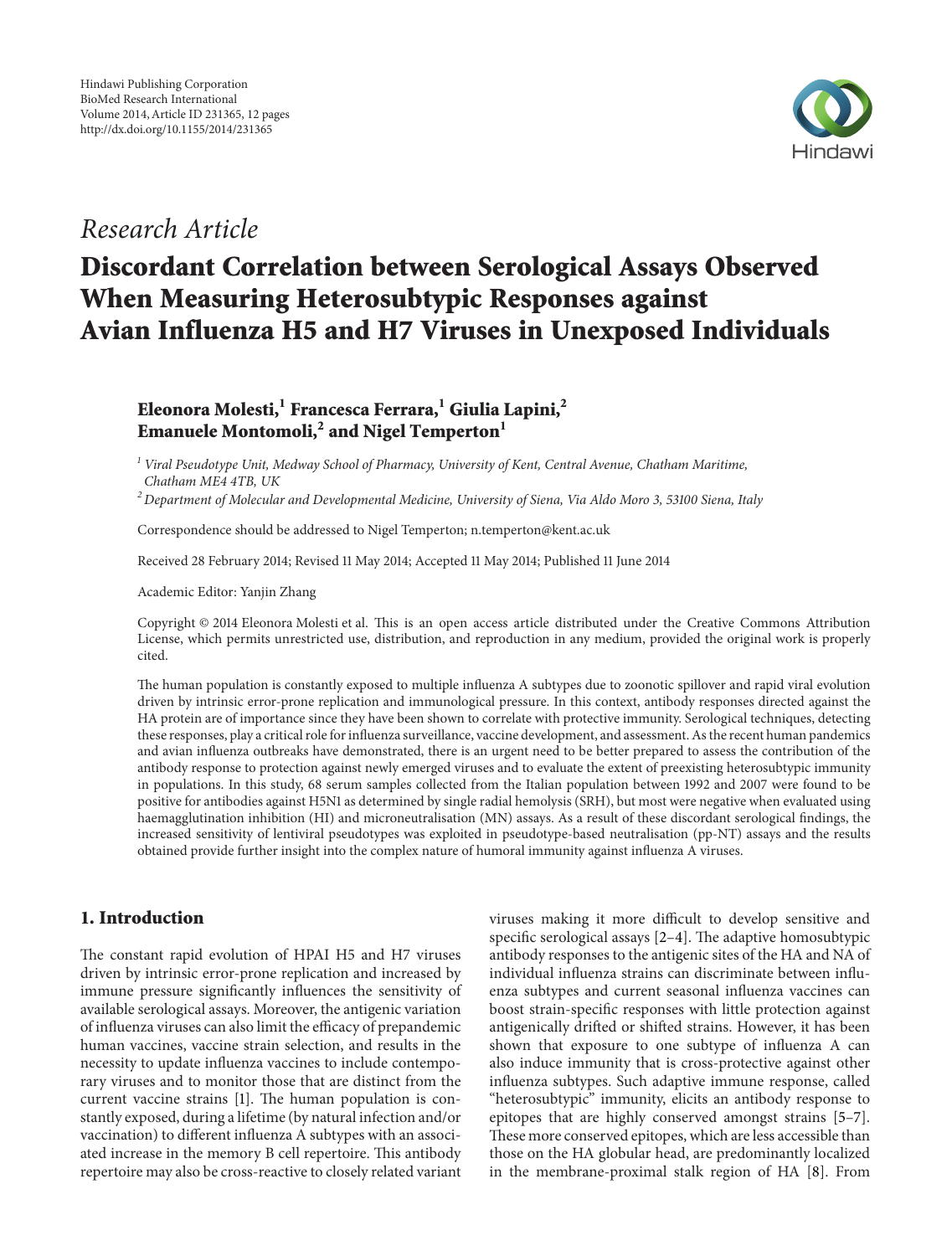# Research Article

# Discordant Correlation between Serological Assays Observed When Measuring Heterosubtypic Responses against Avian Influenza H5 and H7 Viruses in Unexposed Individuals

**Eleonora Molesti,[1] Francesca Ferrara,[1] Giulia Lapini,[2] Emanuele Montomoli,[2] and Nigel Temperton[1]**

[1] *Viral Pseudotype Unit, Medway School of Pharmacy, University of Kent, Central Avenue, Chatham Maritime, Chatham ME4 4TB, UK*

[2] *Department of Molecular and Developmental Medicine, University of Siena, Via Aldo Moro 3, 53100 Siena, Italy*

Correspondence should be addressed to Nigel Temperton; n.temperton@kent.ac.uk

Received 28 February 2014; Revised 11 May 2014; Accepted 11 May 2014; Published 11 June 2014

Academic Editor: Yanjin Zhang

Copyright © 2014 Eleonora Molesti et al. This is an open access article distributed under the Creative Commons Attribution License, which permits unrestricted use, distribution, and reproduction in any medium, provided the original work is properly cited.

The human population is constantly exposed to multiple influenza A subtypes due to zoonotic spillover and rapid viral evolution driven by intrinsic error-prone replication and immunological pressure. In this context, antibody responses directed against the HA protein are of importance since they have been shown to correlate with protective immunity. Serological techniques, detecting these responses, play a critical role for influenza surveillance, vaccine development, and assessment. As the recent human pandemics and avian influenza outbreaks have demonstrated, there is an urgent need to be better prepared to assess the contribution of the antibody response to protection against newly emerged viruses and to evaluate the extent of preexisting heterosubtypic immunity in populations. In this study, 68 serum samples collected from the Italian population between 1992 and 2007 were found to be positive for antibodies against H5N1 as determined by single radial hemolysis (SRH), but most were negative when evaluated using haemagglutination inhibition (HI) and microneutralisation (MN) assays. As a result of these discordant serological findings, the increased sensitivity of lentiviral pseudotypes was exploited in pseudotype-based neutralisation (pp-NT) assays and the results obtained provide further insight into the complex nature of humoral immunity against influenza A viruses.

## 1. Introduction

The constant rapid evolution of HPAI H5 and H7 viruses driven by intrinsic error-prone replication and increased by immune pressure significantly influences the sensitivity of available serological assays. Moreover, the antigenic variation of influenza viruses can also limit the efficacy of prepandemic human vaccines, vaccine strain selection, and results in the necessity to update influenza vaccines to include contemporary viruses and to monitor those that are distinct from the current vaccine strains [1]. The human population is constantly exposed, during a lifetime (by natural infection and/or vaccination) to different influenza A subtypes with an associated increase in the memory B cell repertoire. This antibody repertoire may also be cross-reactive to closely related variant viruses making it more difficult to develop sensitive and specific serological assays [2–4]. The adaptive homosubtypic antibody responses to the antigenic sites of the HA and NA of individual influenza strains can discriminate between influenza subtypes and current seasonal influenza vaccines can boost strain-specific responses with little protection against antigenically drifted or shifted strains. However, it has been shown that exposure to one subtype of influenza A can also induce immunity that is cross-protective against other influenza subtypes. Such adaptive immune response, called "heterosubtypic" immunity, elicits an antibody response to epitopes that are highly conserved amongst strains [5–7]. These more conserved epitopes, which are less accessible than those on the HA globular head, are predominantly localized in the membrane-proximal stalk region of HA [8]. From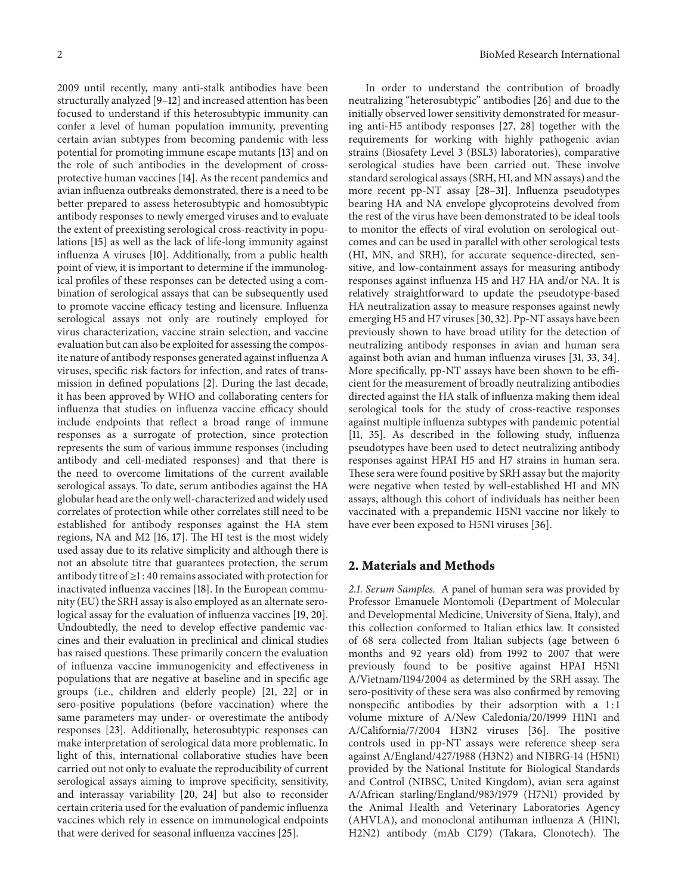2009 until recently, many anti-stalk antibodies have been structurally analyzed [9–12] and increased attention has been focused to understand if this heterosubtypic immunity can confer a level of human population immunity, preventing certain avian subtypes from becoming pandemic with less potential for promoting immune escape mutants [13] and on the role of such antibodies in the development of cross-protective human vaccines [14]. As the recent pandemics and avian influenza outbreaks demonstrated, there is a need to be better prepared to assess heterosubtypic and homosubtypic antibody responses to newly emerged viruses and to evaluate the extent of preexisting serological cross-reactivity in populations [15] as well as the lack of life-long immunity against influenza A viruses [10]. Additionally, from a public health point of view, it is important to determine if the immunological profiles of these responses can be detected using a combination of serological assays that can be subsequently used to promote vaccine efficacy testing and licensure. Influenza serological assays not only are routinely employed for virus characterization, vaccine strain selection, and vaccine evaluation but can also be exploited for assessing the composite nature of antibody responses generated against influenza A viruses, specific risk factors for infection, and rates of transmission in defined populations [2]. During the last decade, it has been approved by WHO and collaborating centers for influenza that studies on influenza vaccine efficacy should include endpoints that reflect a broad range of immune responses as a surrogate of protection, since protection represents the sum of various immune responses (including antibody and cell-mediated responses) and that there is the need to overcome limitations of the current available serological assays. To date, serum antibodies against the HA globular head are the only well-characterized and widely used correlates of protection while other correlates still need to be established for antibody responses against the HA stem regions, NA and M2 [16, 17]. The HI test is the most widely used assay due to its relative simplicity and although there is not an absolute titre that guarantees protection, the serum antibody titre of ≥1 : 40 remains associated with protection for inactivated influenza vaccines [18]. In the European community (EU) the SRH assay is also employed as an alternate serological assay for the evaluation of influenza vaccines [19, 20]. Undoubtedly, the need to develop effective pandemic vaccines and their evaluation in preclinical and clinical studies has raised questions. These primarily concern the evaluation of influenza vaccine immunogenicity and effectiveness in populations that are negative at baseline and in specific age groups (i.e., children and elderly people) [21, 22] or in sero-positive populations (before vaccination) where the same parameters may under- or overestimate the antibody responses [23]. Additionally, heterosubtypic responses can make interpretation of serological data more problematic. In light of this, international collaborative studies have been carried out not only to evaluate the reproducibility of current serological assays aiming to improve specificity, sensitivity, and interassay variability [20, 24] but also to reconsider certain criteria used for the evaluation of pandemic influenza vaccines which rely in essence on immunological endpoints that were derived for seasonal influenza vaccines [25].

In order to understand the contribution of broadly neutralizing "heterosubtypic" antibodies [26] and due to the initially observed lower sensitivity demonstrated for measuring anti-H5 antibody responses [27, 28] together with the requirements for working with highly pathogenic avian strains (Biosafety Level 3 (BSL3) laboratories), comparative serological studies have been carried out. These involve standard serological assays (SRH, HI, and MN assays) and the more recent pp-NT assay [28–31]. Influenza pseudotypes bearing HA and NA envelope glycoproteins devolved from the rest of the virus have been demonstrated to be ideal tools to monitor the effects of viral evolution on serological outcomes and can be used in parallel with other serological tests (HI, MN, and SRH), for accurate sequence-directed, sensitive, and low-containment assays for measuring antibody responses against influenza H5 and H7 HA and/or NA. It is relatively straightforward to update the pseudotype-based HA neutralization assay to measure responses against newly emerging H5 and H7 viruses [30, 32]. Pp-NT assays have been previously shown to have broad utility for the detection of neutralizing antibody responses in avian and human sera against both avian and human influenza viruses [31, 33, 34]. More specifically, pp-NT assays have been shown to be efficient for the measurement of broadly neutralizing antibodies directed against the HA stalk of influenza making them ideal serological tools for the study of cross-reactive responses against multiple influenza subtypes with pandemic potential [11, 35]. As described in the following study, influenza pseudotypes have been used to detect neutralizing antibody responses against HPAI H5 and H7 strains in human sera. These sera were found positive by SRH assay but the majority were negative when tested by well-established HI and MN assays, although this cohort of individuals has neither been vaccinated with a prepandemic H5N1 vaccine nor likely to have ever been exposed to H5N1 viruses [36].

## 2. Materials and Methods

*2.1. Serum Samples.* A panel of human sera was provided by Professor Emanuele Montomoli (Department of Molecular and Developmental Medicine, University of Siena, Italy), and this collection conformed to Italian ethics law. It consisted of 68 sera collected from Italian subjects (age between 6 months and 92 years old) from 1992 to 2007 that were previously found to be positive against HPAI H5N1 A/Vietnam/1194/2004 as determined by the SRH assay. The sero-positivity of these sera was also confirmed by removing nonspecific antibodies by their adsorption with a 1 : 1 volume mixture of A/New Caledonia/20/1999 H1N1 and A/California/7/2004 H3N2 viruses [36]. The positive controls used in pp-NT assays were reference sheep sera against A/England/427/1988 (H3N2) and NIBRG-14 (H5N1) provided by the National Institute for Biological Standards and Control (NIBSC, United Kingdom), avian sera against A/African starling/England/983/1979 (H7N1) provided by the Animal Health and Veterinary Laboratories Agency (AHVLA), and monoclonal antihuman influenza A (H1N1, H2N2) antibody (mAb C179) (Takara, Clonotech). The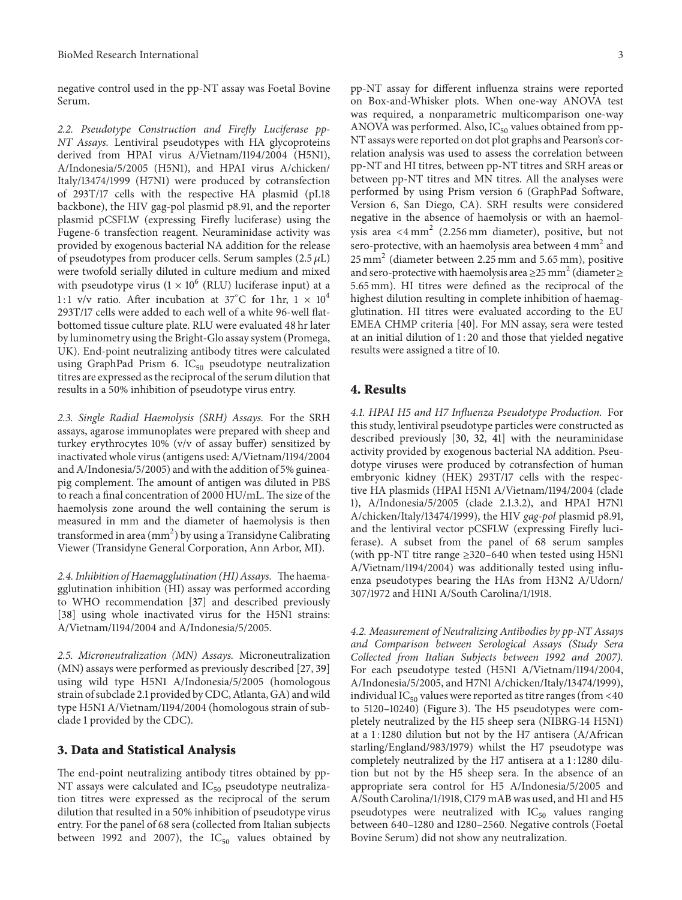negative control used in the pp-NT assay was Foetal Bovine Serum.

*2.2. Pseudotype Construction and Firefly Luciferase pp-NT Assays.* Lentiviral pseudotypes with HA glycoproteins derived from HPAI virus A/Vietnam/1194/2004 (H5N1), A/Indonesia/5/2005 (H5N1), and HPAI virus A/chicken/Italy/13474/1999 (H7N1) were produced by cotransfection of 293T/17 cells with the respective HA plasmid (pI.18 backbone), the HIV gag-pol plasmid p8.91, and the reporter plasmid pCSFLW (expressing Firefly luciferase) using the Fugene-6 transfection reagent. Neuraminidase activity was provided by exogenous bacterial NA addition for the release of pseudotypes from producer cells. Serum samples (2.5 $\mu$L) were twofold serially diluted in culture medium and mixed with pseudotype virus ($1 \times 10^6$ (RLU) luciferase input) at a 1 : 1 v/v ratio. After incubation at 37°C for 1 hr, $1 \times 10^4$ 293T/17 cells were added to each well of a white 96-well flat-bottomed tissue culture plate. RLU were evaluated 48 hr later by luminometry using the Bright-Glo assay system (Promega, UK). End-point neutralizing antibody titres were calculated using GraphPad Prism 6. $IC_{50}$ pseudotype neutralization titres are expressed as the reciprocal of the serum dilution that results in a 50% inhibition of pseudotype virus entry.

*2.3. Single Radial Haemolysis (SRH) Assays.* For the SRH assays, agarose immunoplates were prepared with sheep and turkey erythrocytes 10% (v/v of assay buffer) sensitized by inactivated whole virus (antigens used: A/Vietnam/1194/2004 and A/Indonesia/5/2005) and with the addition of 5% guinea-pig complement. The amount of antigen was diluted in PBS to reach a final concentration of 2000 HU/mL. The size of the haemolysis zone around the well containing the serum is measured in mm and the diameter of haemolysis is then transformed in area ($mm^2$) by using a Transidyne Calibrating Viewer (Transidyne General Corporation, Ann Arbor, MI).

*2.4. Inhibition of Haemagglutination (HI) Assays.* The haemagglutination inhibition (HI) assay was performed according to WHO recommendation [37] and described previously [38] using whole inactivated virus for the H5N1 strains: A/Vietnam/1194/2004 and A/Indonesia/5/2005.

*2.5. Microneutralization (MN) Assays.* Microneutralization (MN) assays were performed as previously described [27, 39] using wild type H5N1 A/Indonesia/5/2005 (homologous strain of subclade 2.1 provided by CDC, Atlanta, GA) and wild type H5N1 A/Vietnam/1194/2004 (homologous strain of subclade 1 provided by the CDC).

## 3. Data and Statistical Analysis

The end-point neutralizing antibody titres obtained by pp-NT assays were calculated and $IC_{50}$ pseudotype neutralization titres were expressed as the reciprocal of the serum dilution that resulted in a 50% inhibition of pseudotype virus entry. For the panel of 68 sera (collected from Italian subjects between 1992 and 2007), the $IC_{50}$ values obtained by pp-NT assay for different influenza strains were reported on Box-and-Whisker plots. When one-way ANOVA test was required, a nonparametric multicomparison one-way ANOVA was performed. Also, $IC_{50}$ values obtained from pp-NT assays were reported on dot plot graphs and Pearson's correlation analysis was used to assess the correlation between pp-NT and HI titres, between pp-NT titres and SRH areas or between pp-NT titres and MN titres. All the analyses were performed by using Prism version 6 (GraphPad Software, Version 6, San Diego, CA). SRH results were considered negative in the absence of haemolysis or with an haemolysis area $<4\,mm^2$ (2.256 mm diameter), positive, but not sero-protective, with an haemolysis area between $4\,mm^2$ and $25\,mm^2$ (diameter between 2.25 mm and 5.65 mm), positive and sero-protective with haemolysis area $\geq 25\,mm^2$ (diameter $\geq$ 5.65 mm). HI titres were defined as the reciprocal of the highest dilution resulting in complete inhibition of haemagglutination. HI titres were evaluated according to the EU EMEA CHMP criteria [40]. For MN assay, sera were tested at an initial dilution of 1 : 20 and those that yielded negative results were assigned a titre of 10.

## 4. Results

*4.1. HPAI H5 and H7 Influenza Pseudotype Production.* For this study, lentiviral pseudotype particles were constructed as described previously [30, 32, 41] with the neuraminidase activity provided by exogenous bacterial NA addition. Pseudotype viruses were produced by cotransfection of human embryonic kidney (HEK) 293T/17 cells with the respective HA plasmids (HPAI H5N1 A/Vietnam/1194/2004 (clade 1), A/Indonesia/5/2005 (clade 2.1.3.2), and HPAI H7N1 A/chicken/Italy/13474/1999), the HIV *gag-pol* plasmid p8.91, and the lentiviral vector pCSFLW (expressing Firefly luciferase). A subset from the panel of 68 serum samples (with pp-NT titre range ≥320–640 when tested using H5N1 A/Vietnam/1194/2004) was additionally tested using influenza pseudotypes bearing the HAs from H3N2 A/Udorn/307/1972 and H1N1 A/South Carolina/1/1918.

*4.2. Measurement of Neutralizing Antibodies by pp-NT Assays and Comparison between Serological Assays (Study Sera Collected from Italian Subjects between 1992 and 2007).* For each pseudotype tested (H5N1 A/Vietnam/1194/2004, A/Indonesia/5/2005, and H7N1 A/chicken/Italy/13474/1999), individual $IC_{50}$ values were reported as titre ranges (from <40 to 5120–10240) (Figure 3). The H5 pseudotypes were completely neutralized by the H5 sheep sera (NIBRG-14 H5N1) at a 1 : 1280 dilution but not by the H7 antisera (A/African starling/England/983/1979) whilst the H7 pseudotype was completely neutralized by the H7 antisera at a 1 : 1280 dilution but not by the H5 sheep sera. In the absence of an appropriate sera control for H5 A/Indonesia/5/2005 and A/South Carolina/1/1918, C179 mAB was used, and H1 and H5 pseudotypes were neutralized with $IC_{50}$ values ranging between 640–1280 and 1280–2560. Negative controls (Foetal Bovine Serum) did not show any neutralization.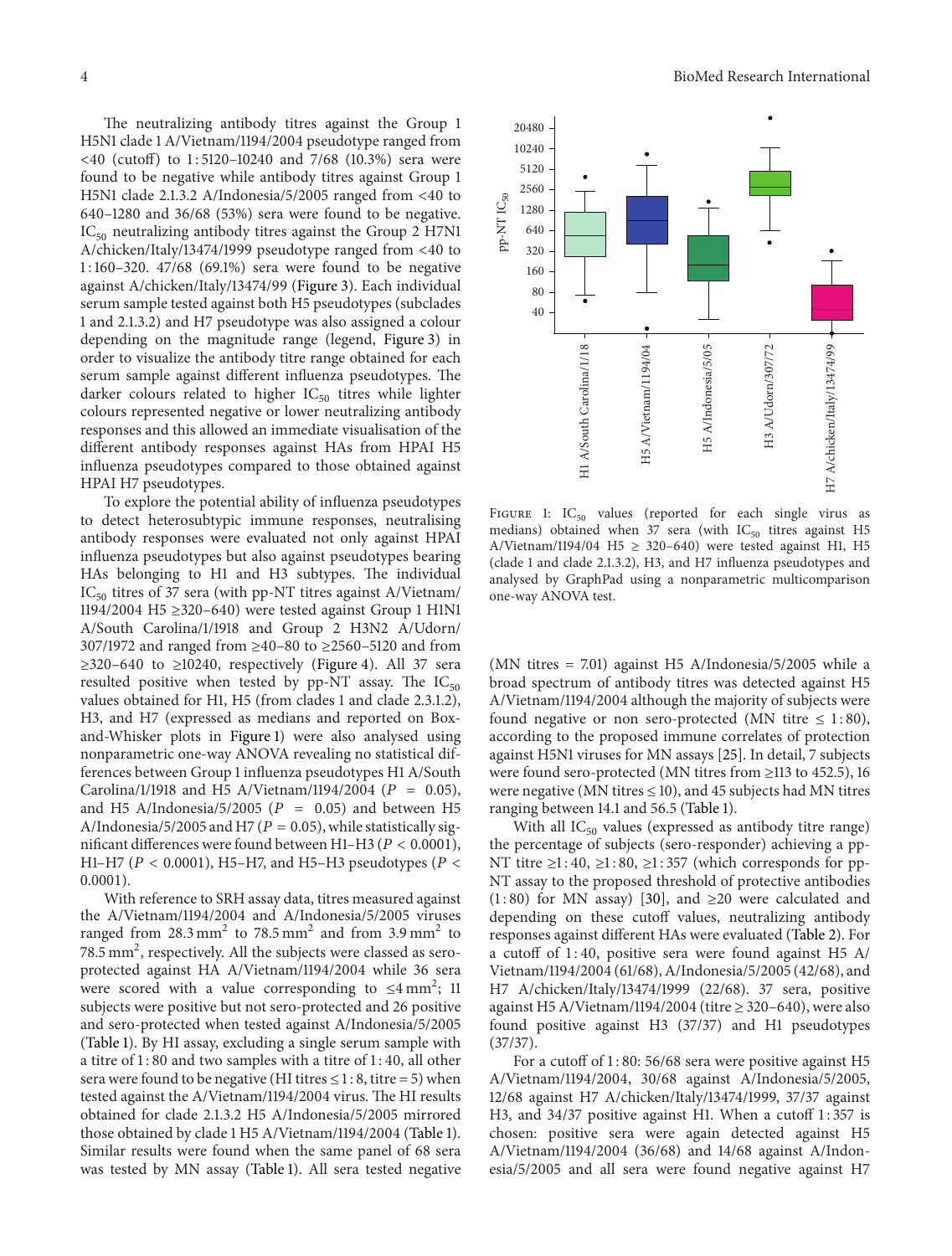The neutralizing antibody titres against the Group 1 H5N1 clade 1 A/Vietnam/1194/2004 pseudotype ranged from <40 (cutoff) to 1:5120–10240 and 7/68 (10.3%) sera were found to be negative while antibody titres against Group 1 H5N1 clade 2.1.3.2 A/Indonesia/5/2005 ranged from <40 to 640–1280 and 36/68 (53%) sera were found to be negative. $IC_{50}$ neutralizing antibody titres against the Group 2 H7N1 A/chicken/Italy/13474/1999 pseudotype ranged from <40 to 1:160–320. 47/68 (69.1%) sera were found to be negative against A/chicken/Italy/13474/99 (Figure 3). Each individual serum sample tested against both H5 pseudotypes (subclades 1 and 2.1.3.2) and H7 pseudotype was also assigned a colour depending on the magnitude range (legend, Figure 3) in order to visualize the antibody titre range obtained for each serum sample against different influenza pseudotypes. The darker colours related to higher $IC_{50}$ titres while lighter colours represented negative or lower neutralizing antibody responses and this allowed an immediate visualisation of the different antibody responses against HAs from HPAI H5 influenza pseudotypes compared to those obtained against HPAI H7 pseudotypes.

To explore the potential ability of influenza pseudotypes to detect heterosubtypic immune responses, neutralising antibody responses were evaluated not only against HPAI influenza pseudotypes but also against pseudotypes bearing HAs belonging to H1 and H3 subtypes. The individual $IC_{50}$ titres of 37 sera (with pp-NT titres against A/Vietnam/1194/2004 H5 ≥320–640) were tested against Group 1 H1N1 A/South Carolina/1/1918 and Group 2 H3N2 A/Udorn/307/1972 and ranged from ≥40–80 to ≥2560–5120 and from ≥320–640 to ≥10240, respectively (Figure 4). All 37 sera resulted positive when tested by pp-NT assay. The $IC_{50}$ values obtained for H1, H5 (from clades 1 and clade 2.3.1.2), H3, and H7 (expressed as medians and reported on Box-and-Whisker plots in Figure 1) were also analysed using nonparametric one-way ANOVA revealing no statistical differences between Group 1 influenza pseudotypes H1 A/South Carolina/1/1918 and H5 A/Vietnam/1194/2004 ($P = 0.05$), and H5 A/Indonesia/5/2005 ($P = 0.05$) and between H5 A/Indonesia/5/2005 and H7 ($P = 0.05$), while statistically significant differences were found between H1–H3 ($P < 0.0001$), H1–H7 ($P < 0.0001$), H5–H7, and H5–H3 pseudotypes ($P < 0.0001$).

With reference to SRH assay data, titres measured against the A/Vietnam/1194/2004 and A/Indonesia/5/2005 viruses ranged from 28.3 $mm^2$ to 78.5 $mm^2$ and from 3.9 $mm^2$ to 78.5 $mm^2$, respectively. All the subjects were classed as sero-protected against HA A/Vietnam/1194/2004 while 36 sera were scored with a value corresponding to ≤4 $mm^2$; 11 subjects were positive but not sero-protected and 26 positive and sero-protected when tested against A/Indonesia/5/2005 (Table 1). By HI assay, excluding a single serum sample with a titre of 1:80 and two samples with a titre of 1:40, all other sera were found to be negative (HI titres ≤1:8, titre = 5) when tested against the A/Vietnam/1194/2004 virus. The HI results obtained for clade 2.1.3.2 H5 A/Indonesia/5/2005 mirrored those obtained by clade 1 H5 A/Vietnam/1194/2004 (Table 1). Similar results were found when the same panel of 68 sera was tested by MN assay (Table 1). All sera tested negative (MN titres = 7.01) against H5 A/Indonesia/5/2005 while a broad spectrum of antibody titres was detected against H5 A/Vietnam/1194/2004 although the majority of subjects were found negative or non sero-protected (MN titre ≤ 1:80), according to the proposed immune correlates of protection against H5N1 viruses for MN assays [25]. In detail, 7 subjects were found sero-protected (MN titres from ≥113 to 452.5), 16 were negative (MN titres ≤ 10), and 45 subjects had MN titres ranging between 14.1 and 56.5 (Table 1).

FIGURE 1: $IC_{50}$ values (reported for each single virus as medians) obtained when 37 sera (with $IC_{50}$ titres against H5 A/Vietnam/1194/04 H5 ≥ 320–640) were tested against H1, H5 (clade 1 and clade 2.1.3.2), H3, and H7 influenza pseudotypes and analysed by GraphPad using a nonparametric multicomparison one-way ANOVA test.

With all $IC_{50}$ values (expressed as antibody titre range) the percentage of subjects (sero-responder) achieving a pp-NT titre ≥1:40, ≥1:80, ≥1:357 (which corresponds for pp-NT assay to the proposed threshold of protective antibodies (1:80) for MN assay) [30], and ≥20 were calculated and depending on these cutoff values, neutralizing antibody responses against different HAs were evaluated (Table 2). For a cutoff of 1:40, positive sera were found against H5 A/Vietnam/1194/2004 (61/68), A/Indonesia/5/2005 (42/68), and H7 A/chicken/Italy/13474/1999 (22/68). 37 sera, positive against H5 A/Vietnam/1194/2004 (titre ≥ 320–640), were also found positive against H3 (37/37) and H1 pseudotypes (37/37).

For a cutoff of 1:80: 56/68 sera were positive against H5 A/Vietnam/1194/2004, 30/68 against A/Indonesia/5/2005, 12/68 against H7 A/chicken/Italy/13474/1999, 37/37 against H3, and 34/37 positive against H1. When a cutoff 1:357 is chosen: positive sera were again detected against H5 A/Vietnam/1194/2004 (36/68) and 14/68 against A/Indonesia/5/2005 and all sera were found negative against H7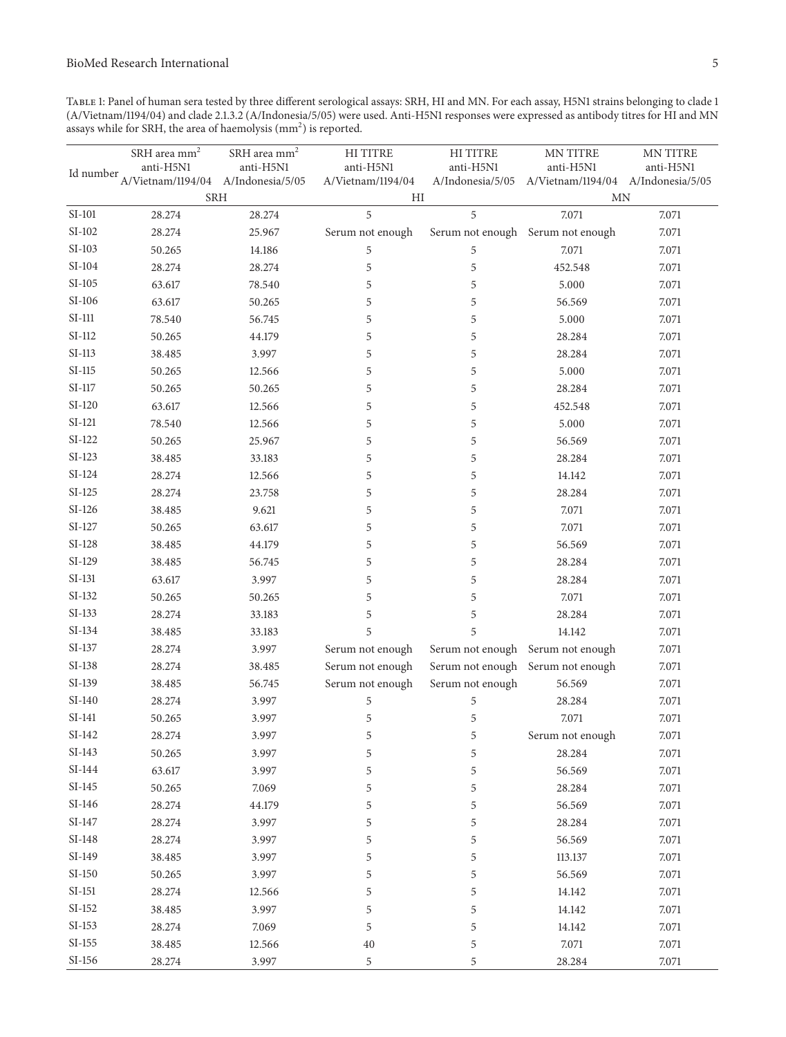Table 1: Panel of human sera tested by three different serological assays: SRH, HI and MN. For each assay, H5N1 strains belonging to clade 1 (A/Vietnam/1194/04) and clade 2.1.3.2 (A/Indonesia/5/05) were used. Anti-H5N1 responses were expressed as antibody titres for HI and MN assays while for SRH, the area of haemolysis ($mm^2$) is reported.

| Id number | SRH area $mm^2$ anti-H5N1 A/Vietnam/1194/04 | SRH area $mm^2$ anti-H5N1 A/Indonesia/5/05 | HI TITRE anti-H5N1 A/Vietnam/1194/04 | HI TITRE anti-H5N1 A/Indonesia/5/05 | MN TITRE anti-H5N1 A/Vietnam/1194/04 | MN TITRE anti-H5N1 A/Indonesia/5/05 |
|---|---|---|---|---|---|---|
| | SRH | | HI | | MN | |
| SI-101 | 28.274 | 28.274 | 5 | 5 | 7.071 | 7.071 |
| SI-102 | 28.274 | 25.967 | Serum not enough | Serum not enough | Serum not enough | 7.071 |
| SI-103 | 50.265 | 14.186 | 5 | 5 | 7.071 | 7.071 |
| SI-104 | 28.274 | 28.274 | 5 | 5 | 452.548 | 7.071 |
| SI-105 | 63.617 | 78.540 | 5 | 5 | 5.000 | 7.071 |
| SI-106 | 63.617 | 50.265 | 5 | 5 | 56.569 | 7.071 |
| SI-111 | 78.540 | 56.745 | 5 | 5 | 5.000 | 7.071 |
| SI-112 | 50.265 | 44.179 | 5 | 5 | 28.284 | 7.071 |
| SI-113 | 38.485 | 3.997 | 5 | 5 | 28.284 | 7.071 |
| SI-115 | 50.265 | 12.566 | 5 | 5 | 5.000 | 7.071 |
| SI-117 | 50.265 | 50.265 | 5 | 5 | 28.284 | 7.071 |
| SI-120 | 63.617 | 12.566 | 5 | 5 | 452.548 | 7.071 |
| SI-121 | 78.540 | 12.566 | 5 | 5 | 5.000 | 7.071 |
| SI-122 | 50.265 | 25.967 | 5 | 5 | 56.569 | 7.071 |
| SI-123 | 38.485 | 33.183 | 5 | 5 | 28.284 | 7.071 |
| SI-124 | 28.274 | 12.566 | 5 | 5 | 14.142 | 7.071 |
| SI-125 | 28.274 | 23.758 | 5 | 5 | 28.284 | 7.071 |
| SI-126 | 38.485 | 9.621 | 5 | 5 | 7.071 | 7.071 |
| SI-127 | 50.265 | 63.617 | 5 | 5 | 7.071 | 7.071 |
| SI-128 | 38.485 | 44.179 | 5 | 5 | 56.569 | 7.071 |
| SI-129 | 38.485 | 56.745 | 5 | 5 | 28.284 | 7.071 |
| SI-131 | 63.617 | 3.997 | 5 | 5 | 28.284 | 7.071 |
| SI-132 | 50.265 | 50.265 | 5 | 5 | 7.071 | 7.071 |
| SI-133 | 28.274 | 33.183 | 5 | 5 | 28.284 | 7.071 |
| SI-134 | 38.485 | 33.183 | 5 | 5 | 14.142 | 7.071 |
| SI-137 | 28.274 | 3.997 | Serum not enough | Serum not enough | Serum not enough | 7.071 |
| SI-138 | 28.274 | 38.485 | Serum not enough | Serum not enough | Serum not enough | 7.071 |
| SI-139 | 38.485 | 56.745 | Serum not enough | Serum not enough | 56.569 | 7.071 |
| SI-140 | 28.274 | 3.997 | 5 | 5 | 28.284 | 7.071 |
| SI-141 | 50.265 | 3.997 | 5 | 5 | 7.071 | 7.071 |
| SI-142 | 28.274 | 3.997 | 5 | 5 | Serum not enough | 7.071 |
| SI-143 | 50.265 | 3.997 | 5 | 5 | 28.284 | 7.071 |
| SI-144 | 63.617 | 3.997 | 5 | 5 | 56.569 | 7.071 |
| SI-145 | 50.265 | 7.069 | 5 | 5 | 28.284 | 7.071 |
| SI-146 | 28.274 | 44.179 | 5 | 5 | 56.569 | 7.071 |
| SI-147 | 28.274 | 3.997 | 5 | 5 | 28.284 | 7.071 |
| SI-148 | 28.274 | 3.997 | 5 | 5 | 56.569 | 7.071 |
| SI-149 | 38.485 | 3.997 | 5 | 5 | 113.137 | 7.071 |
| SI-150 | 50.265 | 3.997 | 5 | 5 | 56.569 | 7.071 |
| SI-151 | 28.274 | 12.566 | 5 | 5 | 14.142 | 7.071 |
| SI-152 | 38.485 | 3.997 | 5 | 5 | 14.142 | 7.071 |
| SI-153 | 28.274 | 7.069 | 5 | 5 | 14.142 | 7.071 |
| SI-155 | 38.485 | 12.566 | 40 | 5 | 7.071 | 7.071 |
| SI-156 | 28.274 | 3.997 | 5 | 5 | 28.284 | 7.071 |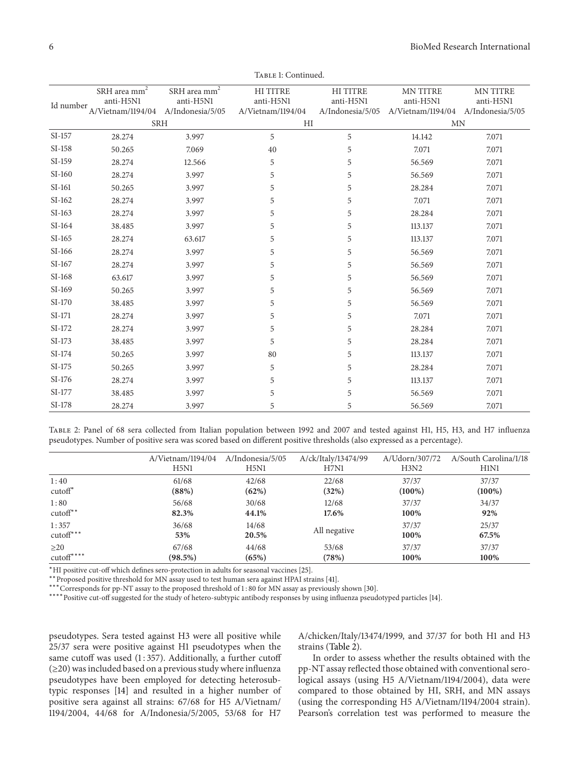Table 1: Continued.

| Id number | SRH area $mm^2$ anti-H5N1 A/Vietnam/1194/04 | SRH area $mm^2$ anti-H5N1 A/Indonesia/5/05 | HI TITRE anti-H5N1 A/Vietnam/1194/04 | HI TITRE anti-H5N1 A/Indonesia/5/05 | MN TITRE anti-H5N1 A/Vietnam/1194/04 | MN TITRE anti-H5N1 A/Indonesia/5/05 |
|---|---|---|---|---|---|---|
| | SRH | | HI | | MN | |
| SI-157 | 28.274 | 3.997 | 5 | 5 | 14.142 | 7.071 |
| SI-158 | 50.265 | 7.069 | 40 | 5 | 7.071 | 7.071 |
| SI-159 | 28.274 | 12.566 | 5 | 5 | 56.569 | 7.071 |
| SI-160 | 28.274 | 3.997 | 5 | 5 | 56.569 | 7.071 |
| SI-161 | 50.265 | 3.997 | 5 | 5 | 28.284 | 7.071 |
| SI-162 | 28.274 | 3.997 | 5 | 5 | 7.071 | 7.071 |
| SI-163 | 28.274 | 3.997 | 5 | 5 | 28.284 | 7.071 |
| SI-164 | 38.485 | 3.997 | 5 | 5 | 113.137 | 7.071 |
| SI-165 | 28.274 | 63.617 | 5 | 5 | 113.137 | 7.071 |
| SI-166 | 28.274 | 3.997 | 5 | 5 | 56.569 | 7.071 |
| SI-167 | 28.274 | 3.997 | 5 | 5 | 56.569 | 7.071 |
| SI-168 | 63.617 | 3.997 | 5 | 5 | 56.569 | 7.071 |
| SI-169 | 50.265 | 3.997 | 5 | 5 | 56.569 | 7.071 |
| SI-170 | 38.485 | 3.997 | 5 | 5 | 56.569 | 7.071 |
| SI-171 | 28.274 | 3.997 | 5 | 5 | 7.071 | 7.071 |
| SI-172 | 28.274 | 3.997 | 5 | 5 | 28.284 | 7.071 |
| SI-173 | 38.485 | 3.997 | 5 | 5 | 28.284 | 7.071 |
| SI-174 | 50.265 | 3.997 | 80 | 5 | 113.137 | 7.071 |
| SI-175 | 50.265 | 3.997 | 5 | 5 | 28.284 | 7.071 |
| SI-176 | 28.274 | 3.997 | 5 | 5 | 113.137 | 7.071 |
| SI-177 | 38.485 | 3.997 | 5 | 5 | 56.569 | 7.071 |
| SI-178 | 28.274 | 3.997 | 5 | 5 | 56.569 | 7.071 |

Table 2: Panel of 68 sera collected from Italian population between 1992 and 2007 and tested against H1, H5, H3, and H7 influenza pseudotypes. Number of positive sera was scored based on different positive thresholds (also expressed as a percentage).

| | A/Vietnam/1194/04 H5N1 | A/Indonesia/5/05 H5N1 | A/ck/Italy/13474/99 H7N1 | A/Udorn/307/72 H3N2 | A/South Carolina/1/18 H1N1 |
|---|---|---|---|---|---|
| 1:40 cutoff* | 61/68 **(88%)** | 42/68 **(62%)** | 22/68 **(32%)** | 37/37 **(100%)** | 37/37 **(100%)** |
| 1:80 cutoff** | 56/68 **82.3%** | 30/68 **44.1%** | 12/68 **17.6%** | 37/37 **100%** | 34/37 **92%** |
| 1:357 cutoff*** | 36/68 **53%** | 14/68 **20.5%** | All negative | 37/37 **100%** | 25/37 **67.5%** |
| ≥20 cutoff**** | 67/68 **(98.5%)** | 44/68 **(65%)** | 53/68 **(78%)** | 37/37 **100%** | 37/37 **100%** |

*HI positive cut-off which defines sero-protection in adults for seasonal vaccines [25].
**Proposed positive threshold for MN assay used to test human sera against HPAI strains [41].
***Corresponds for pp-NT assay to the proposed threshold of 1 : 80 for MN assay as previously shown [30].
****Positive cut-off suggested for the study of hetero-subtypic antibody responses by using influenza pseudotyped particles [14].

pseudotypes. Sera tested against H3 were all positive while 25/37 sera were positive against H1 pseudotypes when the same cutoff was used (1 : 357). Additionally, a further cutoff (≥20) was included based on a previous study where influenza pseudotypes have been employed for detecting heterosubtypic responses [14] and resulted in a higher number of positive sera against all strains: 67/68 for H5 A/Vietnam/1194/2004, 44/68 for A/Indonesia/5/2005, 53/68 for H7 A/chicken/Italy/13474/1999, and 37/37 for both H1 and H3 strains (Table 2).

In order to assess whether the results obtained with the pp-NT assay reflected those obtained with conventional serological assays (using H5 A/Vietnam/1194/2004), data were compared to those obtained by HI, SRH, and MN assays (using the corresponding H5 A/Vietnam/1194/2004 strain). Pearson's correlation test was performed to measure the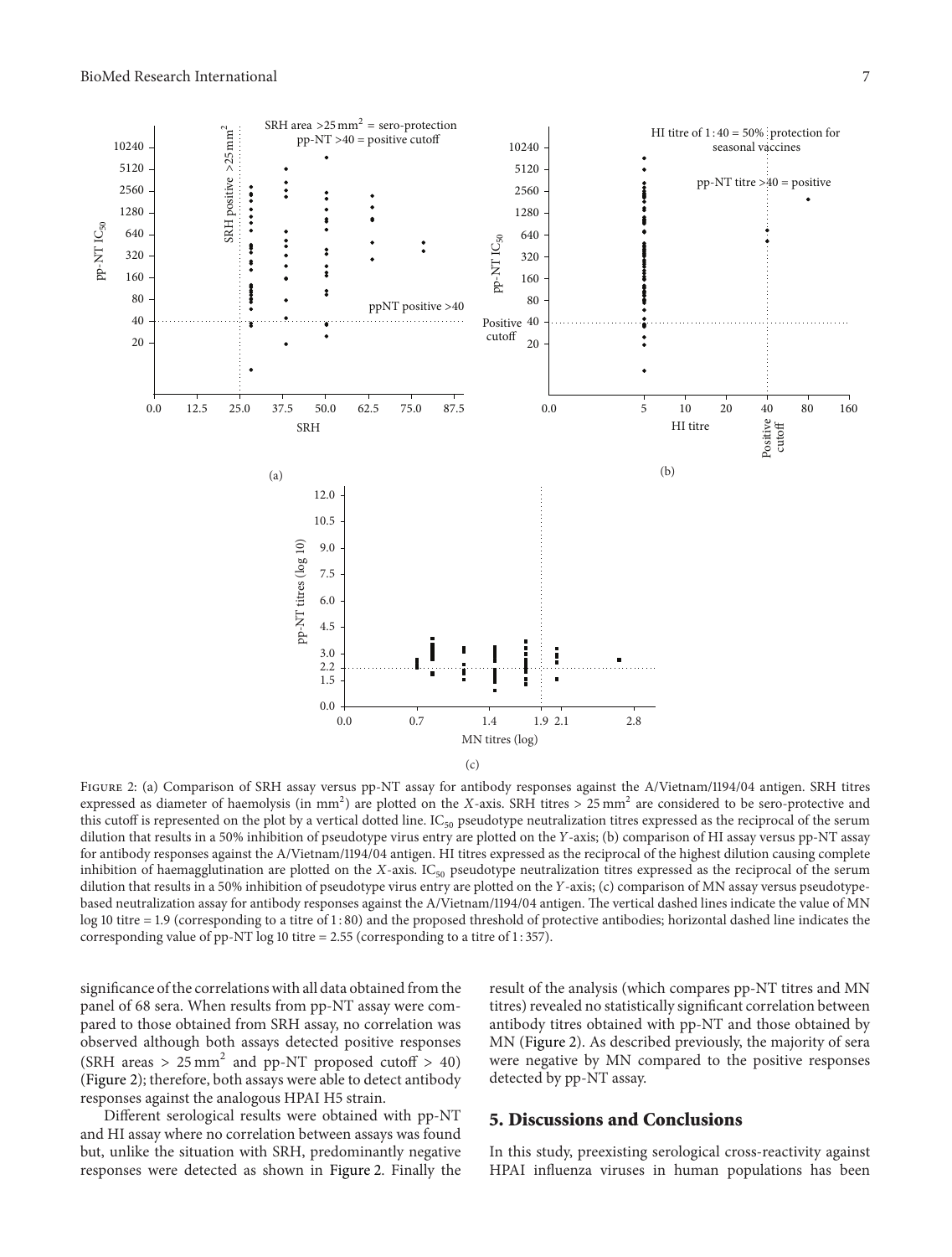Figure 2: (a) Comparison of SRH assay versus pp-NT assay for antibody responses against the A/Vietnam/1194/04 antigen. SRH titres expressed as diameter of haemolysis (in $mm^2$) are plotted on the $X$-axis. SRH titres > 25 $mm^2$ are considered to be sero-protective and this cutoff is represented on the plot by a vertical dotted line. $IC_{50}$ pseudotype neutralization titres expressed as the reciprocal of the serum dilution that results in a 50% inhibition of pseudotype virus entry are plotted on the $Y$-axis; (b) comparison of HI assay versus pp-NT assay for antibody responses against the A/Vietnam/1194/04 antigen. HI titres expressed as the reciprocal of the highest dilution causing complete inhibition of haemagglutination are plotted on the $X$-axis. $IC_{50}$ pseudotype neutralization titres expressed as the reciprocal of the serum dilution that results in a 50% inhibition of pseudotype virus entry are plotted on the $Y$-axis; (c) comparison of MN assay versus pseudotype-based neutralization assay for antibody responses against the A/Vietnam/1194/04 antigen. The vertical dashed lines indicate the value of MN log 10 titre = 1.9 (corresponding to a titre of 1 : 80) and the proposed threshold of protective antibodies; horizontal dashed line indicates the corresponding value of pp-NT log 10 titre = 2.55 (corresponding to a titre of 1 : 357).

significance of the correlations with all data obtained from the panel of 68 sera. When results from pp-NT assay were compared to those obtained from SRH assay, no correlation was observed although both assays detected positive responses (SRH areas > 25 $mm^2$ and pp-NT proposed cutoff > 40) (Figure 2); therefore, both assays were able to detect antibody responses against the analogous HPAI H5 strain.

Different serological results were obtained with pp-NT and HI assay where no correlation between assays was found but, unlike the situation with SRH, predominantly negative responses were detected as shown in Figure 2. Finally the result of the analysis (which compares pp-NT titres and MN titres) revealed no statistically significant correlation between antibody titres obtained with pp-NT and those obtained by MN (Figure 2). As described previously, the majority of sera were negative by MN compared to the positive responses detected by pp-NT assay.

## 5. Discussions and Conclusions

In this study, preexisting serological cross-reactivity against HPAI influenza viruses in human populations has been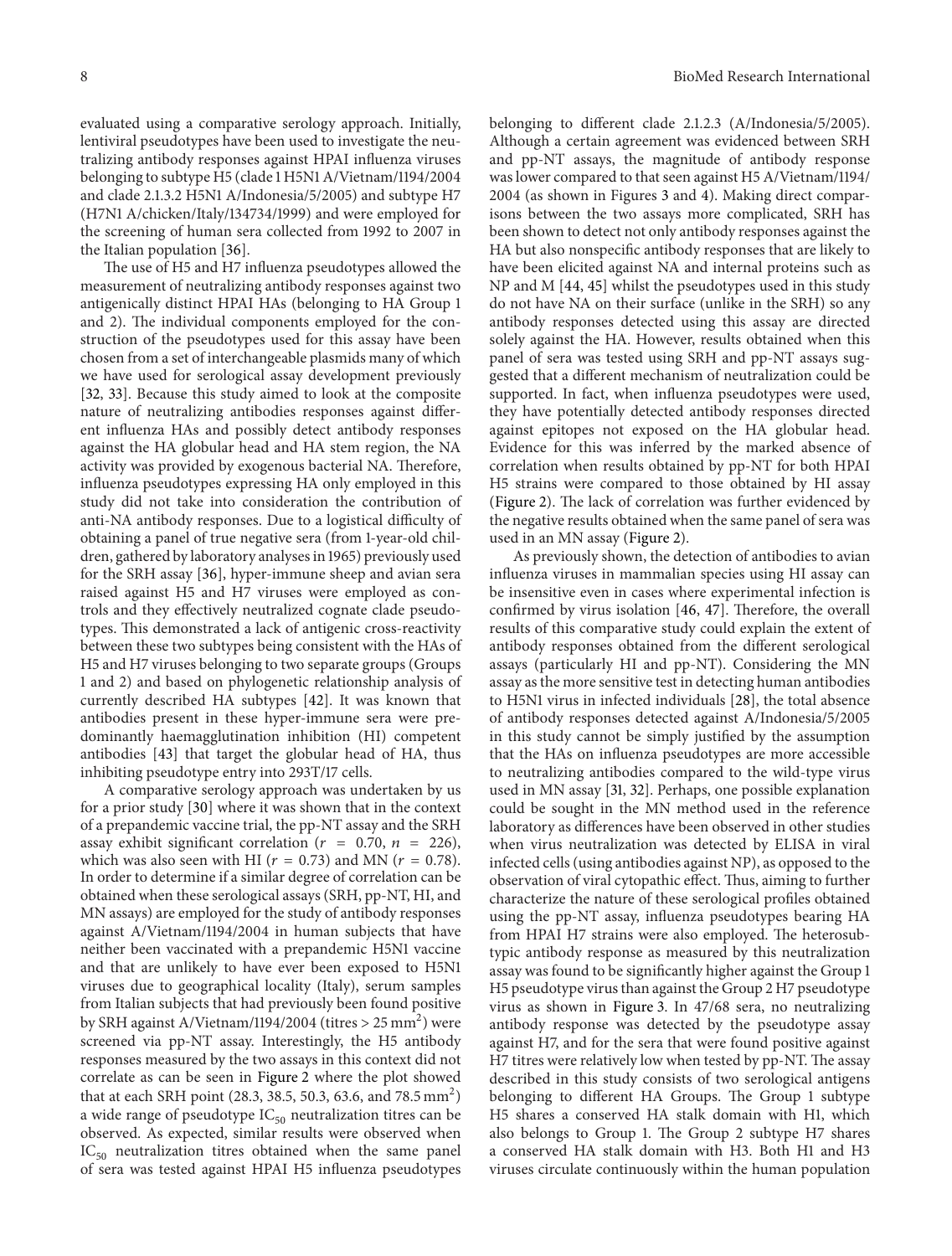evaluated using a comparative serology approach. Initially, lentiviral pseudotypes have been used to investigate the neutralizing antibody responses against HPAI influenza viruses belonging to subtype H5 (clade 1 H5N1 A/Vietnam/1194/2004 and clade 2.1.3.2 H5N1 A/Indonesia/5/2005) and subtype H7 (H7N1 A/chicken/Italy/134734/1999) and were employed for the screening of human sera collected from 1992 to 2007 in the Italian population [36].

The use of H5 and H7 influenza pseudotypes allowed the measurement of neutralizing antibody responses against two antigenically distinct HPAI HAs (belonging to HA Group 1 and 2). The individual components employed for the construction of the pseudotypes used for this assay have been chosen from a set of interchangeable plasmids many of which we have used for serological assay development previously [32, 33]. Because this study aimed to look at the composite nature of neutralizing antibodies responses against different influenza HAs and possibly detect antibody responses against the HA globular head and HA stem region, the NA activity was provided by exogenous bacterial NA. Therefore, influenza pseudotypes expressing HA only employed in this study did not take into consideration the contribution of anti-NA antibody responses. Due to a logistical difficulty of obtaining a panel of true negative sera (from 1-year-old children, gathered by laboratory analyses in 1965) previously used for the SRH assay [36], hyper-immune sheep and avian sera raised against H5 and H7 viruses were employed as controls and they effectively neutralized cognate clade pseudotypes. This demonstrated a lack of antigenic cross-reactivity between these two subtypes being consistent with the HAs of H5 and H7 viruses belonging to two separate groups (Groups 1 and 2) and based on phylogenetic relationship analysis of currently described HA subtypes [42]. It was known that antibodies present in these hyper-immune sera were predominantly haemagglutination inhibition (HI) competent antibodies [43] that target the globular head of HA, thus inhibiting pseudotype entry into 293T/17 cells.

A comparative serology approach was undertaken by us for a prior study [30] where it was shown that in the context of a prepandemic vaccine trial, the pp-NT assay and the SRH assay exhibit significant correlation ($r = 0.70$, $n = 226$), which was also seen with HI ($r = 0.73$) and MN ($r = 0.78$). In order to determine if a similar degree of correlation can be obtained when these serological assays (SRH, pp-NT, HI, and MN assays) are employed for the study of antibody responses against A/Vietnam/1194/2004 in human subjects that have neither been vaccinated with a prepandemic H5N1 vaccine and that are unlikely to have ever been exposed to H5N1 viruses due to geographical locality (Italy), serum samples from Italian subjects that had previously been found positive by SRH against A/Vietnam/1194/2004 (titres > 25 $mm^2$) were screened via pp-NT assay. Interestingly, the H5 antibody responses measured by the two assays in this context did not correlate as can be seen in Figure 2 where the plot showed that at each SRH point (28.3, 38.5, 50.3, 63.6, and 78.5 $mm^2$) a wide range of pseudotype $IC_{50}$ neutralization titres can be observed. As expected, similar results were observed when $IC_{50}$ neutralization titres obtained when the same panel of sera was tested against HPAI H5 influenza pseudotypes belonging to different clade 2.1.2.3 (A/Indonesia/5/2005). Although a certain agreement was evidenced between SRH and pp-NT assays, the magnitude of antibody response was lower compared to that seen against H5 A/Vietnam/1194/2004 (as shown in Figures 3 and 4). Making direct comparisons between the two assays more complicated, SRH has been shown to detect not only antibody responses against the HA but also nonspecific antibody responses that are likely to have been elicited against NA and internal proteins such as NP and M [44, 45] whilst the pseudotypes used in this study do not have NA on their surface (unlike in the SRH) so any antibody responses detected using this assay are directed solely against the HA. However, results obtained when this panel of sera was tested using SRH and pp-NT assays suggested that a different mechanism of neutralization could be supported. In fact, when influenza pseudotypes were used, they have potentially detected antibody responses directed against epitopes not exposed on the HA globular head. Evidence for this was inferred by the marked absence of correlation when results obtained by pp-NT for both HPAI H5 strains were compared to those obtained by HI assay (Figure 2). The lack of correlation was further evidenced by the negative results obtained when the same panel of sera was used in an MN assay (Figure 2).

As previously shown, the detection of antibodies to avian influenza viruses in mammalian species using HI assay can be insensitive even in cases where experimental infection is confirmed by virus isolation [46, 47]. Therefore, the overall results of this comparative study could explain the extent of antibody responses obtained from the different serological assays (particularly HI and pp-NT). Considering the MN assay as the more sensitive test in detecting human antibodies to H5N1 virus in infected individuals [28], the total absence of antibody responses detected against A/Indonesia/5/2005 in this study cannot be simply justified by the assumption that the HAs on influenza pseudotypes are more accessible to neutralizing antibodies compared to the wild-type virus used in MN assay [31, 32]. Perhaps, one possible explanation could be sought in the MN method used in the reference laboratory as differences have been observed in other studies when virus neutralization was detected by ELISA in viral infected cells (using antibodies against NP), as opposed to the observation of viral cytopathic effect. Thus, aiming to further characterize the nature of these serological profiles obtained using the pp-NT assay, influenza pseudotypes bearing HA from HPAI H7 strains were also employed. The heterosubtypic antibody response as measured by this neutralization assay was found to be significantly higher against the Group 1 H5 pseudotype virus than against the Group 2 H7 pseudotype virus as shown in Figure 3. In 47/68 sera, no neutralizing antibody response was detected by the pseudotype assay against H7, and for the sera that were found positive against H7 titres were relatively low when tested by pp-NT. The assay described in this study consists of two serological antigens belonging to different HA Groups. The Group 1 subtype H5 shares a conserved HA stalk domain with H1, which also belongs to Group 1. The Group 2 subtype H7 shares a conserved HA stalk domain with H3. Both H1 and H3 viruses circulate continuously within the human population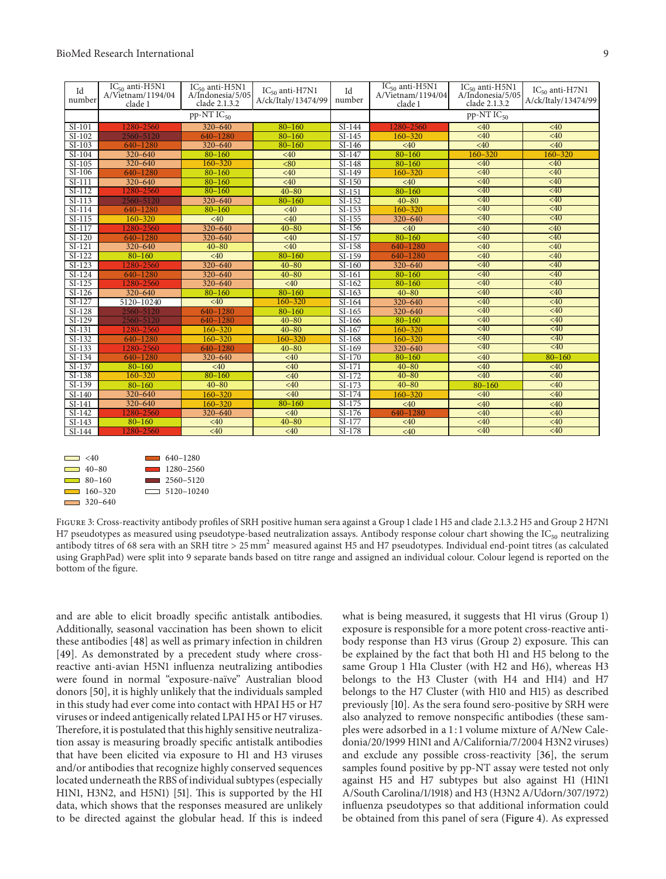| Id number | $IC_{50}$ anti-H5N1 A/Vietnam/1194/04 clade 1 | $IC_{50}$ anti-H5N1 A/Indonesia/5/05 clade 2.1.3.2 | $IC_{50}$ anti-H7N1 A/ck/Italy/13474/99 | Id number | $IC_{50}$ anti-H5N1 A/Vietnam/1194/04 clade 1 | $IC_{50}$ anti-H5N1 A/Indonesia/5/05 clade 2.1.3.2 | $IC_{50}$ anti-H7N1 A/ck/Italy/13474/99 |
|---|---|---|---|---|---|---|---|
| | pp-NT $IC_{50}$ | | | | pp-NT $IC_{50}$ | | |
| SI-101 | 1280–2560 | 320–640 | 80–160 | SI-144 | 1280–2560 | <40 | <40 |
| SI-102 | 2560–5120 | 640–1280 | 80–160 | SI-145 | 160–320 | <40 | <40 |
| SI-103 | 640–1280 | 320–640 | 80–160 | SI-146 | <40 | <40 | <40 |
| SI-104 | 320–640 | 80–160 | <40 | SI-147 | 80–160 | 160–320 | 160–320 |
| SI-105 | 320–640 | 160–320 | <80 | SI-148 | 80–160 | <40 | <40 |
| SI-106 | 640–1280 | 80–160 | <40 | SI-149 | 160–320 | <40 | <40 |
| SI-111 | 320–640 | 80–160 | <40 | SI-150 | <40 | <40 | <40 |
| SI-112 | 1280–2560 | 80–160 | 40–80 | SI-151 | 80–160 | <40 | <40 |
| SI-113 | 2560–5120 | 320–640 | 80–160 | SI-152 | 40–80 | <40 | <40 |
| SI-114 | 640–1280 | 80–160 | <40 | SI-153 | 160–320 | <40 | <40 |
| SI-115 | 160–320 | <40 | <40 | SI-155 | 320–640 | <40 | <40 |
| SI-117 | 1280–2560 | 320–640 | 40–80 | SI-156 | <40 | <40 | <40 |
| SI-120 | 640–1280 | 320–640 | <40 | SI-157 | 80–160 | <40 | <40 |
| SI-121 | 320–640 | 40–80 | <40 | SI-158 | 640–1280 | <40 | <40 |
| SI-122 | 80–160 | <40 | 80–160 | SI-159 | 640–1280 | <40 | <40 |
| SI-123 | 1280–2560 | 320–640 | 40–80 | SI-160 | 320–640 | <40 | <40 |
| SI-124 | 640–1280 | 320–640 | 40–80 | SI-161 | 80–160 | <40 | <40 |
| SI-125 | 1280–2560 | 320–640 | <40 | SI-162 | 80–160 | <40 | <40 |
| SI-126 | 320–640 | 80–160 | 80–160 | SI-163 | 40–80 | <40 | <40 |
| SI-127 | 5120–10240 | <40 | 160–320 | SI-164 | 320–640 | <40 | <40 |
| SI-128 | 2560–5120 | 640–1280 | 80–160 | SI-165 | 320–640 | <40 | <40 |
| SI-129 | 2560–5120 | 640–1280 | 40–80 | SI-166 | 80–160 | <40 | <40 |
| SI-131 | 1280–2560 | 160–320 | 40–80 | SI-167 | 160–320 | <40 | <40 |
| SI-132 | 640–1280 | 160–320 | 160–320 | SI-168 | 160–320 | <40 | <40 |
| SI-133 | 1280–2560 | 640–1280 | 40–80 | SI-169 | 320–640 | <40 | <40 |
| SI-134 | 640–1280 | 320–640 | <40 | SI-170 | 80–160 | <40 | 80–160 |
| SI-137 | 80–160 | <40 | <40 | SI-171 | 40–80 | <40 | <40 |
| SI-138 | 160–320 | 80–160 | <40 | SI-172 | 40–80 | <40 | <40 |
| SI-139 | 80–160 | 40–80 | <40 | SI-173 | 40–80 | 80–160 | <40 |
| SI-140 | 320–640 | 160–320 | <40 | SI-174 | 160–320 | <40 | <40 |
| SI-141 | 320–640 | 160–320 | 80–160 | SI-175 | <40 | <40 | <40 |
| SI-142 | 1280–2560 | 320–640 | <40 | SI-176 | 640–1280 | <40 | <40 |
| SI-143 | 80–160 | <40 | 40–80 | SI-177 | <40 | <40 | <40 |
| SI-144 | 1280–2560 | <40 | <40 | SI-178 | <40 | <40 | <40 |

Legend: <40; 40–80; 80–160; 160–320; 320–640; 640–1280; 1280–2560; 2560–5120; 5120–10240

Figure 3: Cross-reactivity antibody profiles of SRH positive human sera against a Group 1 clade 1 H5 and clade 2.1.3.2 H5 and Group 2 H7N1 H7 pseudotypes as measured using pseudotype-based neutralization assays. Antibody response colour chart showing the $IC_{50}$ neutralizing antibody titres of 68 sera with an SRH titre > 25 $mm^2$ measured against H5 and H7 pseudotypes. Individual end-point titres (as calculated using GraphPad) were split into 9 separate bands based on titre range and assigned an individual colour. Colour legend is reported on the bottom of the figure.

and are able to elicit broadly specific antistalk antibodies. Additionally, seasonal vaccination has been shown to elicit these antibodies [48] as well as primary infection in children [49]. As demonstrated by a precedent study where cross-reactive anti-avian H5N1 influenza neutralizing antibodies were found in normal "exposure-naïve" Australian blood donors [50], it is highly unlikely that the individuals sampled in this study had ever come into contact with HPAI H5 or H7 viruses or indeed antigenically related LPAI H5 or H7 viruses. Therefore, it is postulated that this highly sensitive neutralization assay is measuring broadly specific antistalk antibodies that have been elicited via exposure to H1 and H3 viruses and/or antibodies that recognize highly conserved sequences located underneath the RBS of individual subtypes (especially H1N1, H3N2, and H5N1) [51]. This is supported by the HI data, which shows that the responses measured are unlikely to be directed against the globular head. If this is indeed what is being measured, it suggests that H1 virus (Group 1) exposure is responsible for a more potent cross-reactive antibody response than H3 virus (Group 2) exposure. This can be explained by the fact that both H1 and H5 belong to the same Group 1 H1a Cluster (with H2 and H6), whereas H3 belongs to the H3 Cluster (with H4 and H14) and H7 belongs to the H7 Cluster (with H10 and H15) as described previously [10]. As the sera found sero-positive by SRH were also analyzed to remove nonspecific antibodies (these samples were adsorbed in a 1 : 1 volume mixture of A/New Caledonia/20/1999 H1N1 and A/California/7/2004 H3N2 viruses) and exclude any possible cross-reactivity [36], the serum samples found positive by pp-NT assay were tested not only against H5 and H7 subtypes but also against H1 (H1N1 A/South Carolina/1/1918) and H3 (H3N2 A/Udorn/307/1972) influenza pseudotypes so that additional information could be obtained from this panel of sera (Figure 4). As expressed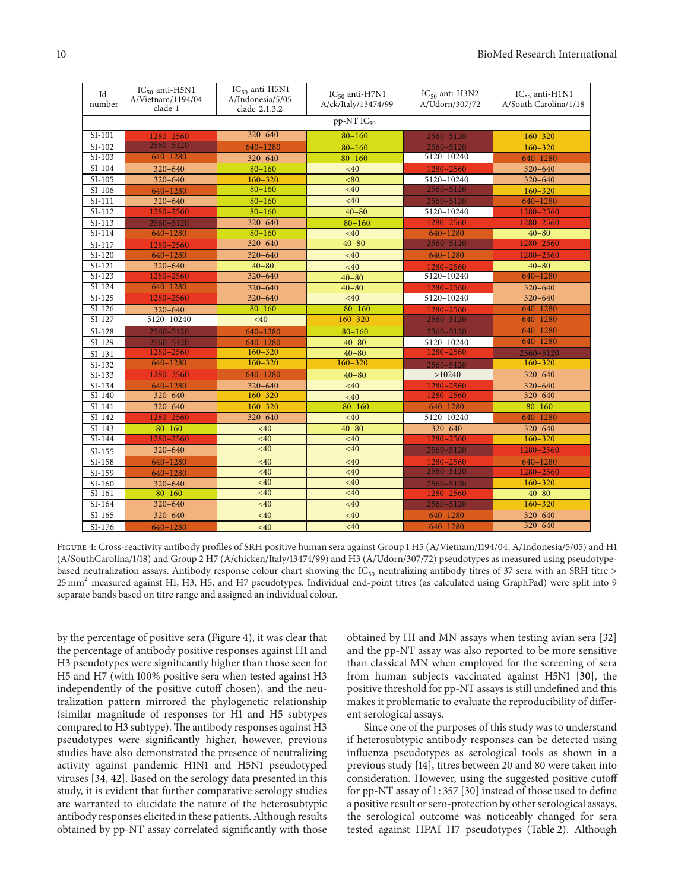| Id number | $IC_{50}$ anti-H5N1 A/Vietnam/1194/04 clade 1 | $IC_{50}$ anti-H5N1 A/Indonesia/5/05 clade 2.1.3.2 | $IC_{50}$ anti-H7N1 A/ck/Italy/13474/99 | $IC_{50}$ anti-H3N2 A/Udorn/307/72 | $IC_{50}$ anti-H1N1 A/South Carolina/1/18 |
|---|---|---|---|---|---|
| | pp-NT $IC_{50}$ | | | | |
| SI-101 | 1280–2560 | 320–640 | 80–160 | 2560–5120 | 160–320 |
| SI-102 | 2560–5120 | 640–1280 | 80–160 | 2560–5120 | 160–320 |
| SI-103 | 640–1280 | 320–640 | 80–160 | 5120–10240 | 640–1280 |
| SI-104 | 320–640 | 80–160 | <40 | 1280–2560 | 320–640 |
| SI-105 | 320–640 | 160–320 | <80 | 5120–10240 | 320–640 |
| SI-106 | 640–1280 | 80–160 | <40 | 2560–5120 | 160–320 |
| SI-111 | 320–640 | 80–160 | <40 | 2560–5120 | 640–1280 |
| SI-112 | 1280–2560 | 80–160 | 40–80 | 5120–10240 | 1280–2560 |
| SI-113 | 2560–5120 | 320–640 | 80–160 | 1280–2560 | 1280–2560 |
| SI-114 | 640–1280 | 80–160 | <40 | 640–1280 | 40–80 |
| SI-117 | 1280–2560 | 320–640 | 40–80 | 2560–5120 | 1280–2560 |
| SI-120 | 640–1280 | 320–640 | <40 | 640–1280 | 1280–2560 |
| SI-121 | 320–640 | 40–80 | <40 | 1280–2560 | 40–80 |
| SI-123 | 1280–2560 | 320–640 | 40–80 | 5120–10240 | 640–1280 |
| SI-124 | 640–1280 | 320–640 | 40–80 | 1280–2560 | 320–640 |
| SI-125 | 1280–2560 | 320–640 | <40 | 5120–10240 | 320–640 |
| SI-126 | 320–640 | 80–160 | 80–160 | 1280–2560 | 640–1280 |
| SI-127 | 5120–10240 | <40 | 160–320 | 2560–5120 | 640–1280 |
| SI-128 | 2560–5120 | 640–1280 | 80–160 | 2560–5120 | 640–1280 |
| SI-129 | 2560–5120 | 640–1280 | 40–80 | 5120–10240 | 640–1280 |
| SI-131 | 1280–2560 | 160–320 | 40–80 | 1280–2560 | 2560–5120 |
| SI-132 | 640–1280 | 160–320 | 160–320 | 2560–5120 | 160–320 |
| SI-133 | 1280–2560 | 640–1280 | 40–80 | >10240 | 320–640 |
| SI-134 | 640–1280 | 320–640 | <40 | 1280–2560 | 320–640 |
| SI-140 | 320–640 | 160–320 | <40 | 1280–2560 | 320–640 |
| SI-141 | 320–640 | 160–320 | 80–160 | 640–1280 | 80–160 |
| SI-142 | 1280–2560 | 320–640 | <40 | 5120–10240 | 640–1280 |
| SI-143 | 80–160 | <40 | 40–80 | 320–640 | 320–640 |
| SI-144 | 1280–2560 | <40 | <40 | 1280–2560 | 160–320 |
| SI-155 | 320–640 | <40 | <40 | 2560–5120 | 1280–2560 |
| SI-158 | 640–1280 | <40 | <40 | 1280–2560 | 640–1280 |
| SI-159 | 640–1280 | <40 | <40 | 2560–5120 | 1280–2560 |
| SI-160 | 320–640 | <40 | <40 | 2560–5120 | 160–320 |
| SI-161 | 80–160 | <40 | <40 | 1280–2560 | 40–80 |
| SI-164 | 320–640 | <40 | <40 | 2560–5120 | 160–320 |
| SI-165 | 320–640 | <40 | <40 | 640–1280 | 320–640 |
| SI-176 | 640–1280 | <40 | <40 | 640–1280 | 320–640 |

Figure 4: Cross-reactivity antibody profiles of SRH positive human sera against Group 1 H5 (A/Vietnam/1194/04, A/Indonesia/5/05) and H1 (A/SouthCarolina/1/18) and Group 2 H7 (A/chicken/Italy/13474/99) and H3 (A/Udorn/307/72) pseudotypes as measured using pseudotype-based neutralization assays. Antibody response colour chart showing the $IC_{50}$ neutralizing antibody titres of 37 sera with an SRH titre > 25 $mm^2$ measured against H1, H3, H5, and H7 pseudotypes. Individual end-point titres (as calculated using GraphPad) were split into 9 separate bands based on titre range and assigned an individual colour.

by the percentage of positive sera (Figure 4), it was clear that the percentage of antibody positive responses against H1 and H3 pseudotypes were significantly higher than those seen for H5 and H7 (with 100% positive sera when tested against H3 independently of the positive cutoff chosen), and the neutralization pattern mirrored the phylogenetic relationship (similar magnitude of responses for H1 and H5 subtypes compared to H3 subtype). The antibody responses against H3 pseudotypes were significantly higher, however, previous studies have also demonstrated the presence of neutralizing activity against pandemic H1N1 and H5N1 pseudotyped viruses [34, 42]. Based on the serology data presented in this study, it is evident that further comparative serology studies are warranted to elucidate the nature of the heterosubtypic antibody responses elicited in these patients. Although results obtained by pp-NT assay correlated significantly with those obtained by HI and MN assays when testing avian sera [32] and the pp-NT assay was also reported to be more sensitive than classical MN when employed for the screening of sera from human subjects vaccinated against H5N1 [30], the positive threshold for pp-NT assays is still undefined and this makes it problematic to evaluate the reproducibility of different serological assays.

Since one of the purposes of this study was to understand if heterosubtypic antibody responses can be detected using influenza pseudotypes as serological tools as shown in a previous study [14], titres between 20 and 80 were taken into consideration. However, using the suggested positive cutoff for pp-NT assay of 1 : 357 [30] instead of those used to define a positive result or sero-protection by other serological assays, the serological outcome was noticeably changed for sera tested against HPAI H7 pseudotypes (Table 2). Although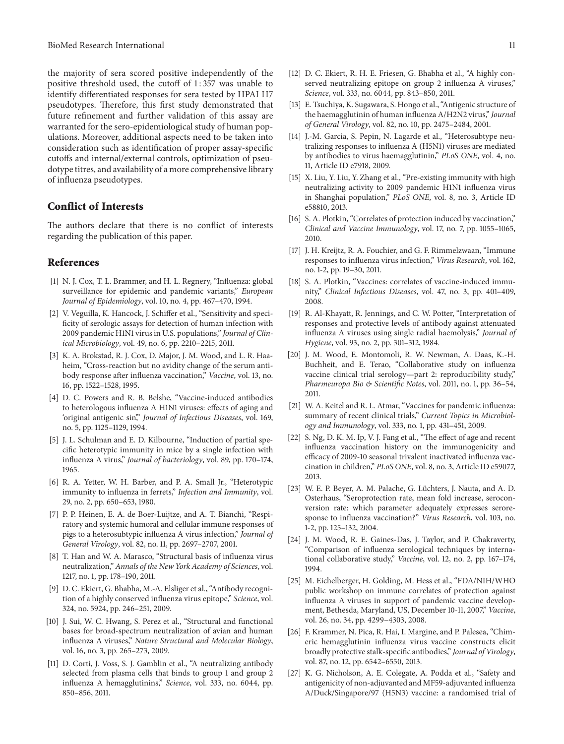the majority of sera scored positive independently of the positive threshold used, the cutoff of 1 : 357 was unable to identify differentiated responses for sera tested by HPAI H7 pseudotypes. Therefore, this first study demonstrated that future refinement and further validation of this assay are warranted for the sero-epidemiological study of human populations. Moreover, additional aspects need to be taken into consideration such as identification of proper assay-specific cutoffs and internal/external controls, optimization of pseudotype titres, and availability of a more comprehensive library of influenza pseudotypes.

## Conflict of Interests

The authors declare that there is no conflict of interests regarding the publication of this paper.

## References

[1] N. J. Cox, T. L. Brammer, and H. L. Regnery, "Influenza: global surveillance for epidemic and pandemic variants," *European Journal of Epidemiology*, vol. 10, no. 4, pp. 467–470, 1994.

[2] V. Veguilla, K. Hancock, J. Schiffer et al., "Sensitivity and specificity of serologic assays for detection of human infection with 2009 pandemic H1N1 virus in U.S. populations," *Journal of Clinical Microbiology*, vol. 49, no. 6, pp. 2210–2215, 2011.

[3] K. A. Brokstad, R. J. Cox, D. Major, J. M. Wood, and L. R. Haaheim, "Cross-reaction but no avidity change of the serum antibody response after influenza vaccination," *Vaccine*, vol. 13, no. 16, pp. 1522–1528, 1995.

[4] D. C. Powers and R. B. Belshe, "Vaccine-induced antibodies to heterologous influenza A H1N1 viruses: effects of aging and 'original antigenic sin'," *Journal of Infectious Diseases*, vol. 169, no. 5, pp. 1125–1129, 1994.

[5] J. L. Schulman and E. D. Kilbourne, "Induction of partial specific heterotypic immunity in mice by a single infection with influenza A virus," *Journal of bacteriology*, vol. 89, pp. 170–174, 1965.

[6] R. A. Yetter, W. H. Barber, and P. A. Small Jr., "Heterotypic immunity to influenza in ferrets," *Infection and Immunity*, vol. 29, no. 2, pp. 650–653, 1980.

[7] P. P. Heinen, E. A. de Boer-Luijtze, and A. T. Bianchi, "Respiratory and systemic humoral and cellular immune responses of pigs to a heterosubtypic influenza A virus infection," *Journal of General Virology*, vol. 82, no. 11, pp. 2697–2707, 2001.

[8] T. Han and W. A. Marasco, "Structural basis of influenza virus neutralization," *Annals of the New York Academy of Sciences*, vol. 1217, no. 1, pp. 178–190, 2011.

[9] D. C. Ekiert, G. Bhabha, M.-A. Elsliger et al., "Antibody recognition of a highly conserved influenza virus epitope," *Science*, vol. 324, no. 5924, pp. 246–251, 2009.

[10] J. Sui, W. C. Hwang, S. Perez et al., "Structural and functional bases for broad-spectrum neutralization of avian and human influenza A viruses," *Nature Structural and Molecular Biology*, vol. 16, no. 3, pp. 265–273, 2009.

[11] D. Corti, J. Voss, S. J. Gamblin et al., "A neutralizing antibody selected from plasma cells that binds to group 1 and group 2 influenza A hemagglutinins," *Science*, vol. 333, no. 6044, pp. 850–856, 2011.

[12] D. C. Ekiert, R. H. E. Friesen, G. Bhabha et al., "A highly conserved neutralizing epitope on group 2 influenza A viruses," *Science*, vol. 333, no. 6044, pp. 843–850, 2011.

[13] E. Tsuchiya, K. Sugawara, S. Hongo et al., "Antigenic structure of the haemagglutinin of human influenza A/H2N2 virus," *Journal of General Virology*, vol. 82, no. 10, pp. 2475–2484, 2001.

[14] J.-M. Garcia, S. Pepin, N. Lagarde et al., "Heterosubtype neutralizing responses to influenza A (H5N1) viruses are mediated by antibodies to virus haemagglutinin," *PLoS ONE*, vol. 4, no. 11, Article ID e7918, 2009.

[15] X. Liu, Y. Liu, Y. Zhang et al., "Pre-existing immunity with high neutralizing activity to 2009 pandemic H1N1 influenza virus in Shanghai population," *PLoS ONE*, vol. 8, no. 3, Article ID e58810, 2013.

[16] S. A. Plotkin, "Correlates of protection induced by vaccination," *Clinical and Vaccine Immunology*, vol. 17, no. 7, pp. 1055–1065, 2010.

[17] J. H. Kreijtz, R. A. Fouchier, and G. F. Rimmelzwaan, "Immune responses to influenza virus infection," *Virus Research*, vol. 162, no. 1-2, pp. 19–30, 2011.

[18] S. A. Plotkin, "Vaccines: correlates of vaccine-induced immunity," *Clinical Infectious Diseases*, vol. 47, no. 3, pp. 401–409, 2008.

[19] R. Al-Khayatt, R. Jennings, and C. W. Potter, "Interpretation of responses and protective levels of antibody against attenuated influenza A viruses using single radial haemolysis," *Journal of Hygiene*, vol. 93, no. 2, pp. 301–312, 1984.

[20] J. M. Wood, E. Montomoli, R. W. Newman, A. Daas, K.-H. Buchheit, and E. Terao, "Collaborative study on influenza vaccine clinical trial serology—part 2: reproducibility study," *Pharmeuropa Bio & Scientific Notes*, vol. 2011, no. 1, pp. 36–54, 2011.

[21] W. A. Keitel and R. L. Atmar, "Vaccines for pandemic influenza: summary of recent clinical trials," *Current Topics in Microbiology and Immunology*, vol. 333, no. 1, pp. 431–451, 2009.

[22] S. Ng, D. K. M. Ip, V. J. Fang et al., "The effect of age and recent influenza vaccination history on the immunogenicity and efficacy of 2009-10 seasonal trivalent inactivated influenza vaccination in children," *PLoS ONE*, vol. 8, no. 3, Article ID e59077, 2013.

[23] W. E. P. Beyer, A. M. Palache, G. Lüchters, J. Nauta, and A. D. Osterhaus, "Seroprotection rate, mean fold increase, seroconversion rate: which parameter adequately expresses seroresponse to influenza vaccination?" *Virus Research*, vol. 103, no. 1-2, pp. 125–132, 2004.

[24] J. M. Wood, R. E. Gaines-Das, J. Taylor, and P. Chakraverty, "Comparison of influenza serological techniques by international collaborative study," *Vaccine*, vol. 12, no. 2, pp. 167–174, 1994.

[25] M. Eichelberger, H. Golding, M. Hess et al., "FDA/NIH/WHO public workshop on immune correlates of protection against influenza A viruses in support of pandemic vaccine development, Bethesda, Maryland, US, December 10-11, 2007," *Vaccine*, vol. 26, no. 34, pp. 4299–4303, 2008.

[26] F. Krammer, N. Pica, R. Hai, I. Margine, and P. Palesea, "Chimeric hemagglutinin influenza virus vaccine constructs elicit broadly protective stalk-specific antibodies," *Journal of Virology*, vol. 87, no. 12, pp. 6542–6550, 2013.

[27] K. G. Nicholson, A. E. Colegate, A. Podda et al., "Safety and antigenicity of non-adjuvanted and MF59-adjuvanted influenza A/Duck/Singapore/97 (H5N3) vaccine: a randomised trial of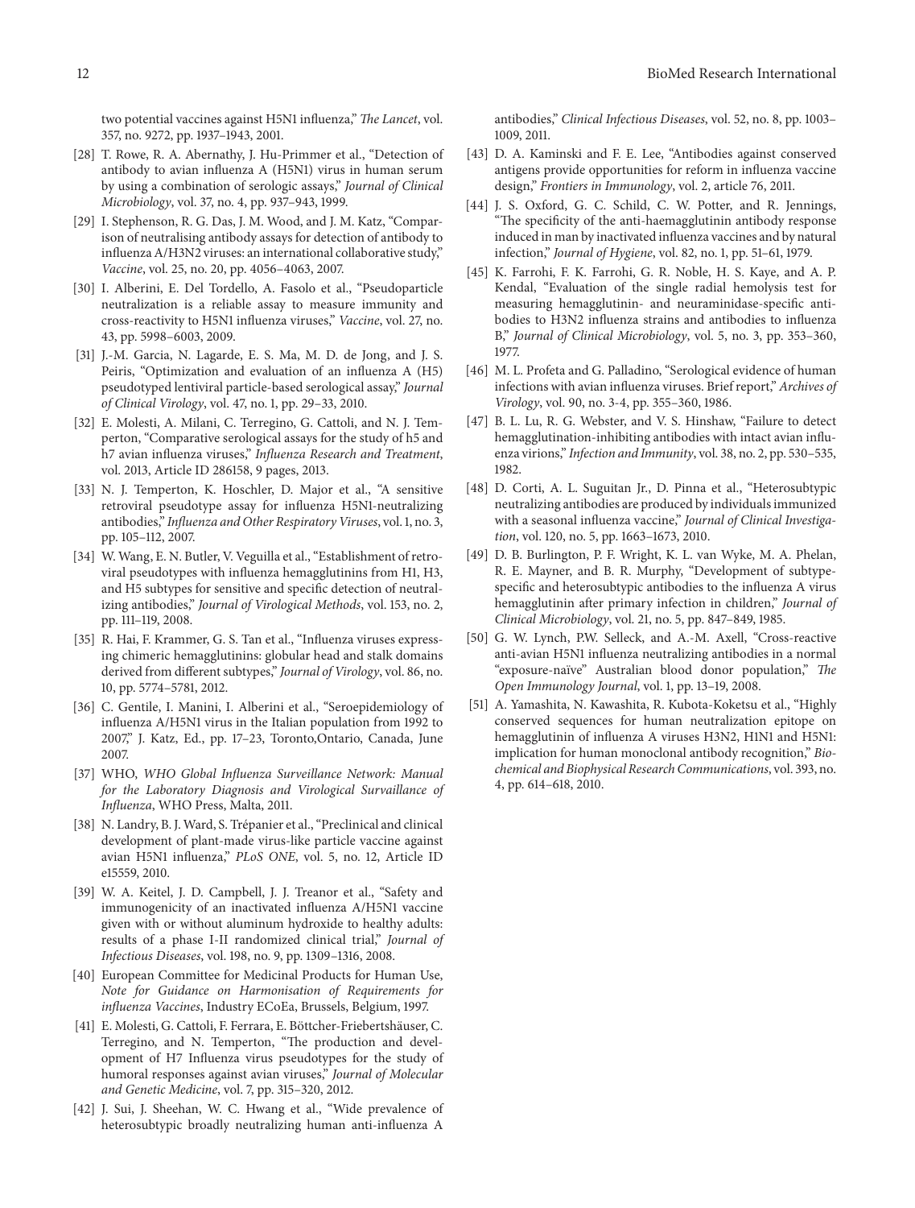two potential vaccines against H5N1 influenza," *The Lancet*, vol. 357, no. 9272, pp. 1937–1943, 2001.

[28] T. Rowe, R. A. Abernathy, J. Hu-Primmer et al., "Detection of antibody to avian influenza A (H5N1) virus in human serum by using a combination of serologic assays," *Journal of Clinical Microbiology*, vol. 37, no. 4, pp. 937–943, 1999.

[29] I. Stephenson, R. G. Das, J. M. Wood, and J. M. Katz, "Comparison of neutralising antibody assays for detection of antibody to influenza A/H3N2 viruses: an international collaborative study," *Vaccine*, vol. 25, no. 20, pp. 4056–4063, 2007.

[30] I. Alberini, E. Del Tordello, A. Fasolo et al., "Pseudoparticle neutralization is a reliable assay to measure immunity and cross-reactivity to H5N1 influenza viruses," *Vaccine*, vol. 27, no. 43, pp. 5998–6003, 2009.

[31] J.-M. Garcia, N. Lagarde, E. S. Ma, M. D. de Jong, and J. S. Peiris, "Optimization and evaluation of an influenza A (H5) pseudotyped lentiviral particle-based serological assay," *Journal of Clinical Virology*, vol. 47, no. 1, pp. 29–33, 2010.

[32] E. Molesti, A. Milani, C. Terregino, G. Cattoli, and N. J. Temperton, "Comparative serological assays for the study of h5 and h7 avian influenza viruses," *Influenza Research and Treatment*, vol. 2013, Article ID 286158, 9 pages, 2013.

[33] N. J. Temperton, K. Hoschler, D. Major et al., "A sensitive retroviral pseudotype assay for influenza H5N1-neutralizing antibodies," *Influenza and Other Respiratory Viruses*, vol. 1, no. 3, pp. 105–112, 2007.

[34] W. Wang, E. N. Butler, V. Veguilla et al., "Establishment of retroviral pseudotypes with influenza hemagglutinins from H1, H3, and H5 subtypes for sensitive and specific detection of neutralizing antibodies," *Journal of Virological Methods*, vol. 153, no. 2, pp. 111–119, 2008.

[35] R. Hai, F. Krammer, G. S. Tan et al., "Influenza viruses expressing chimeric hemagglutinins: globular head and stalk domains derived from different subtypes," *Journal of Virology*, vol. 86, no. 10, pp. 5774–5781, 2012.

[36] C. Gentile, I. Manini, I. Alberini et al., "Seroepidemiology of influenza A/H5N1 virus in the Italian population from 1992 to 2007," J. Katz, Ed., pp. 17–23, Toronto,Ontario, Canada, June 2007.

[37] WHO, *WHO Global Influenza Surveillance Network: Manual for the Laboratory Diagnosis and Virological Survaillance of Influenza*, WHO Press, Malta, 2011.

[38] N. Landry, B. J. Ward, S. Trépanier et al., "Preclinical and clinical development of plant-made virus-like particle vaccine against avian H5N1 influenza," *PLoS ONE*, vol. 5, no. 12, Article ID e15559, 2010.

[39] W. A. Keitel, J. D. Campbell, J. J. Treanor et al., "Safety and immunogenicity of an inactivated influenza A/H5N1 vaccine given with or without aluminum hydroxide to healthy adults: results of a phase I-II randomized clinical trial," *Journal of Infectious Diseases*, vol. 198, no. 9, pp. 1309–1316, 2008.

[40] European Committee for Medicinal Products for Human Use, *Note for Guidance on Harmonisation of Requirements for influenza Vaccines*, Industry ECoEa, Brussels, Belgium, 1997.

[41] E. Molesti, G. Cattoli, F. Ferrara, E. Böttcher-Friebertshäuser, C. Terregino, and N. Temperton, "The production and development of H7 Influenza virus pseudotypes for the study of humoral responses against avian viruses," *Journal of Molecular and Genetic Medicine*, vol. 7, pp. 315–320, 2012.

[42] J. Sui, J. Sheehan, W. C. Hwang et al., "Wide prevalence of heterosubtypic broadly neutralizing human anti-influenza A antibodies," *Clinical Infectious Diseases*, vol. 52, no. 8, pp. 1003–1009, 2011.

[43] D. A. Kaminski and F. E. Lee, "Antibodies against conserved antigens provide opportunities for reform in influenza vaccine design," *Frontiers in Immunology*, vol. 2, article 76, 2011.

[44] J. S. Oxford, G. C. Schild, C. W. Potter, and R. Jennings, "The specificity of the anti-haemagglutinin antibody response induced in man by inactivated influenza vaccines and by natural infection," *Journal of Hygiene*, vol. 82, no. 1, pp. 51–61, 1979.

[45] K. Farrohi, F. K. Farrohi, G. R. Noble, H. S. Kaye, and A. P. Kendal, "Evaluation of the single radial hemolysis test for measuring hemagglutinin- and neuraminidase-specific antibodies to H3N2 influenza strains and antibodies to influenza B," *Journal of Clinical Microbiology*, vol. 5, no. 3, pp. 353–360, 1977.

[46] M. L. Profeta and G. Palladino, "Serological evidence of human infections with avian influenza viruses. Brief report," *Archives of Virology*, vol. 90, no. 3-4, pp. 355–360, 1986.

[47] B. L. Lu, R. G. Webster, and V. S. Hinshaw, "Failure to detect hemagglutination-inhibiting antibodies with intact avian influenza virions," *Infection and Immunity*, vol. 38, no. 2, pp. 530–535, 1982.

[48] D. Corti, A. L. Suguitan Jr., D. Pinna et al., "Heterosubtypic neutralizing antibodies are produced by individuals immunized with a seasonal influenza vaccine," *Journal of Clinical Investigation*, vol. 120, no. 5, pp. 1663–1673, 2010.

[49] D. B. Burlington, P. F. Wright, K. L. van Wyke, M. A. Phelan, R. E. Mayner, and B. R. Murphy, "Development of subtype-specific and heterosubtypic antibodies to the influenza A virus hemagglutinin after primary infection in children," *Journal of Clinical Microbiology*, vol. 21, no. 5, pp. 847–849, 1985.

[50] G. W. Lynch, P.W. Selleck, and A.-M. Axell, "Cross-reactive anti-avian H5N1 influenza neutralizing antibodies in a normal "exposure-naïve" Australian blood donor population," *The Open Immunology Journal*, vol. 1, pp. 13–19, 2008.

[51] A. Yamashita, N. Kawashita, R. Kubota-Koketsu et al., "Highly conserved sequences for human neutralization epitope on hemagglutinin of influenza A viruses H3N2, H1N1 and H5N1: implication for human monoclonal antibody recognition," *Biochemical and Biophysical Research Communications*, vol. 393, no. 4, pp. 614–618, 2010.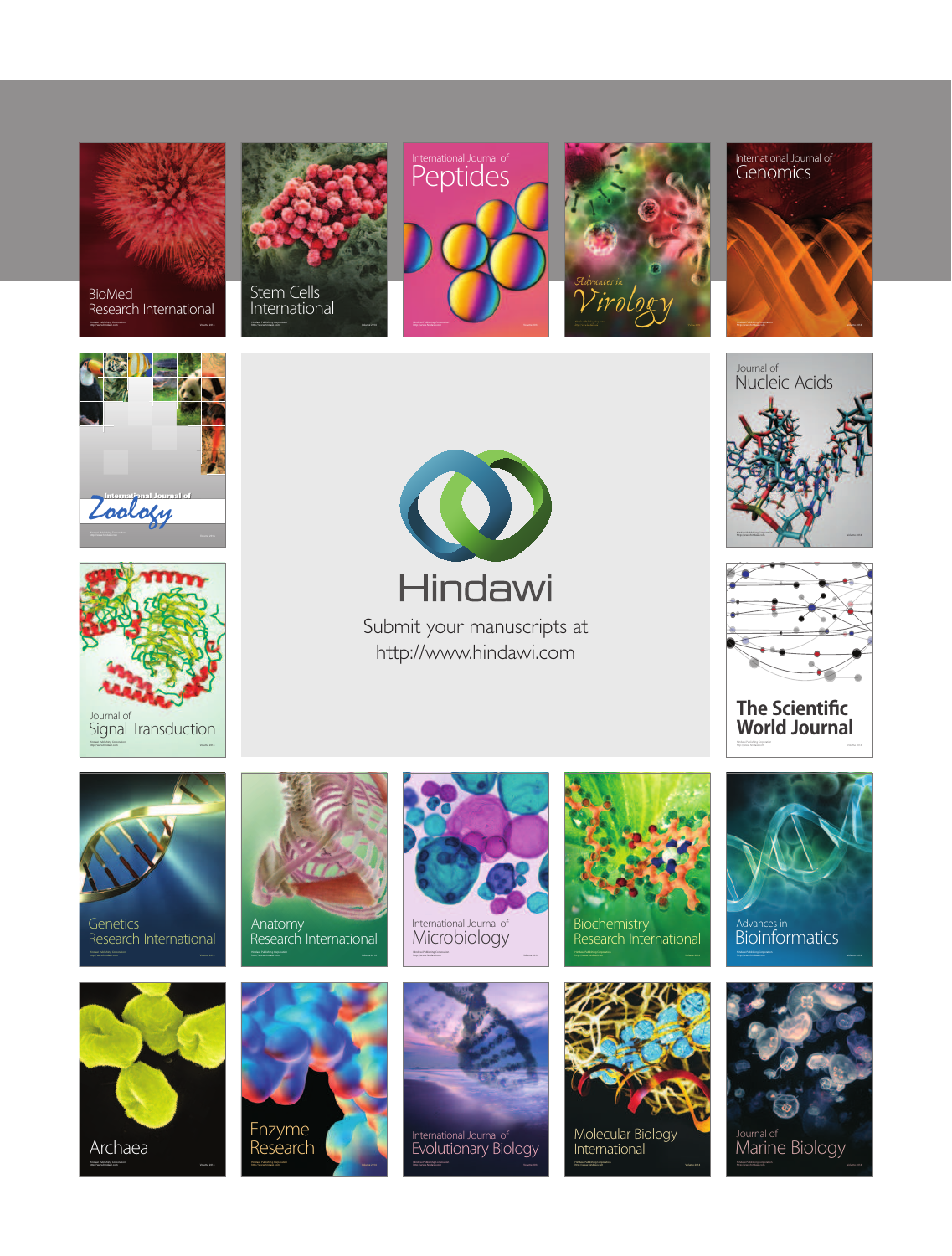Hindawi

Submit your manuscripts at
http://www.hindawi.com

BioMed Research International

Stem Cells International

International Journal of Peptides

Advances in Virology

International Journal of Genomics

International Journal of Zoology

Journal of Nucleic Acids

Journal of Signal Transduction

The Scientific World Journal

Genetics Research International

Anatomy Research International

International Journal of Microbiology

Biochemistry Research International

Advances in Bioinformatics

Archaea

Enzyme Research

International Journal of Evolutionary Biology

Molecular Biology International

Journal of Marine Biology